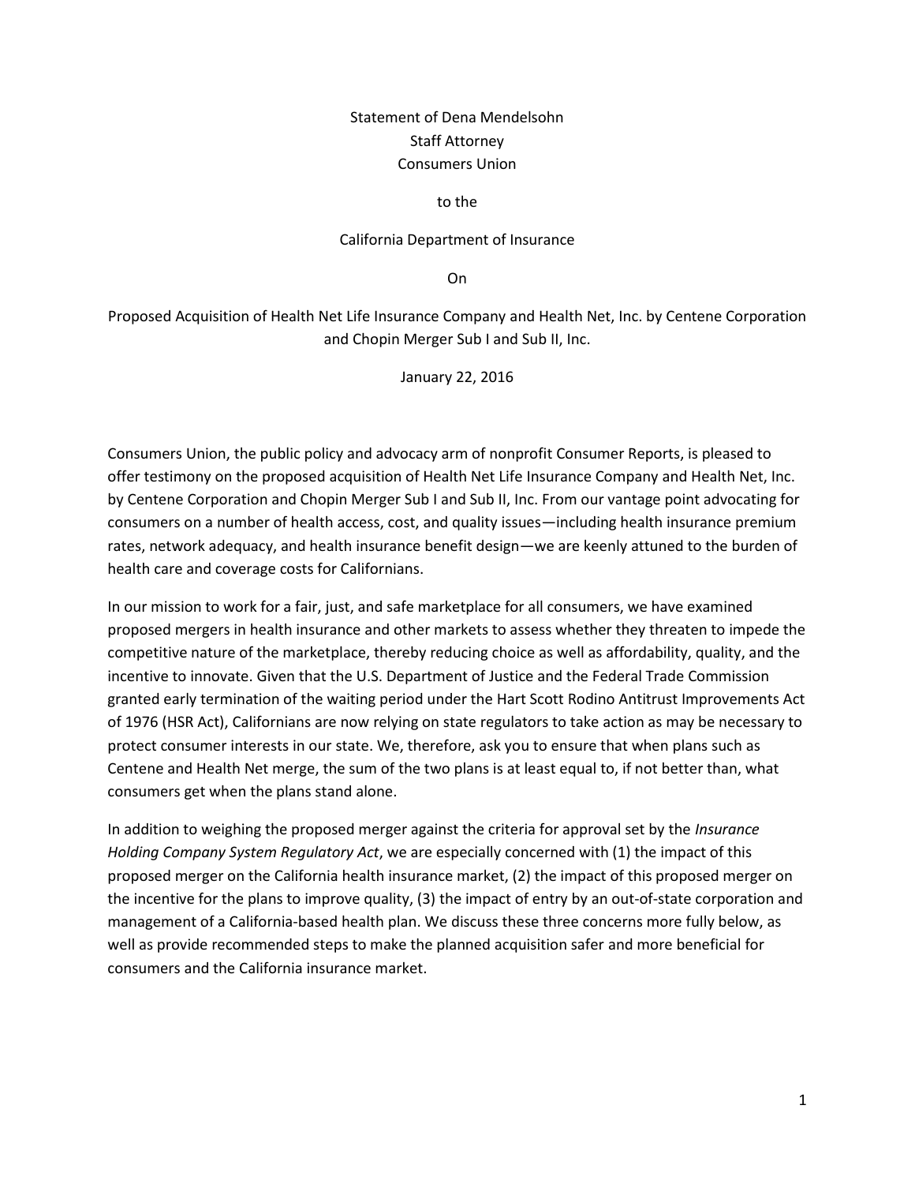Statement of Dena Mendelsohn
Staff Attorney
Consumers Union

to the

California Department of Insurance

On

Proposed Acquisition of Health Net Life Insurance Company and Health Net, Inc. by Centene Corporation and Chopin Merger Sub I and Sub II, Inc.

January 22, 2016

Consumers Union, the public policy and advocacy arm of nonprofit Consumer Reports, is pleased to offer testimony on the proposed acquisition of Health Net Life Insurance Company and Health Net, Inc. by Centene Corporation and Chopin Merger Sub I and Sub II, Inc. From our vantage point advocating for consumers on a number of health access, cost, and quality issues—including health insurance premium rates, network adequacy, and health insurance benefit design—we are keenly attuned to the burden of health care and coverage costs for Californians.

In our mission to work for a fair, just, and safe marketplace for all consumers, we have examined proposed mergers in health insurance and other markets to assess whether they threaten to impede the competitive nature of the marketplace, thereby reducing choice as well as affordability, quality, and the incentive to innovate. Given that the U.S. Department of Justice and the Federal Trade Commission granted early termination of the waiting period under the Hart Scott Rodino Antitrust Improvements Act of 1976 (HSR Act), Californians are now relying on state regulators to take action as may be necessary to protect consumer interests in our state. We, therefore, ask you to ensure that when plans such as Centene and Health Net merge, the sum of the two plans is at least equal to, if not better than, what consumers get when the plans stand alone.

In addition to weighing the proposed merger against the criteria for approval set by the *Insurance Holding Company System Regulatory Act*, we are especially concerned with (1) the impact of this proposed merger on the California health insurance market, (2) the impact of this proposed merger on the incentive for the plans to improve quality, (3) the impact of entry by an out-of-state corporation and management of a California-based health plan. We discuss these three concerns more fully below, as well as provide recommended steps to make the planned acquisition safer and more beneficial for consumers and the California insurance market.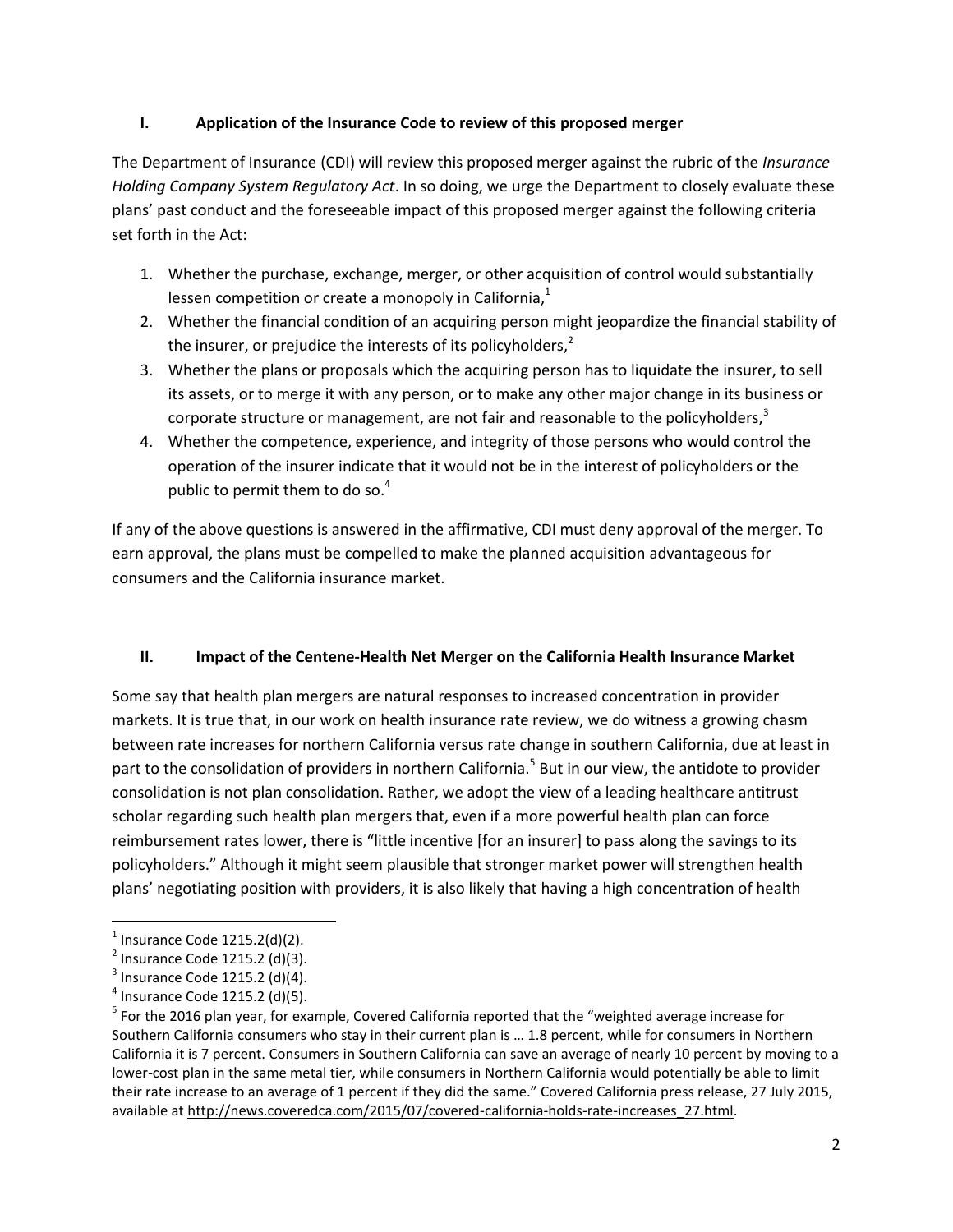## I. Application of the Insurance Code to review of this proposed merger

The Department of Insurance (CDI) will review this proposed merger against the rubric of the *Insurance Holding Company System Regulatory Act*. In so doing, we urge the Department to closely evaluate these plans' past conduct and the foreseeable impact of this proposed merger against the following criteria set forth in the Act:

1. Whether the purchase, exchange, merger, or other acquisition of control would substantially lessen competition or create a monopoly in California,[1]
2. Whether the financial condition of an acquiring person might jeopardize the financial stability of the insurer, or prejudice the interests of its policyholders,[2]
3. Whether the plans or proposals which the acquiring person has to liquidate the insurer, to sell its assets, or to merge it with any person, or to make any other major change in its business or corporate structure or management, are not fair and reasonable to the policyholders,[3]
4. Whether the competence, experience, and integrity of those persons who would control the operation of the insurer indicate that it would not be in the interest of policyholders or the public to permit them to do so.[4]

If any of the above questions is answered in the affirmative, CDI must deny approval of the merger. To earn approval, the plans must be compelled to make the planned acquisition advantageous for consumers and the California insurance market.

## II. Impact of the Centene-Health Net Merger on the California Health Insurance Market

Some say that health plan mergers are natural responses to increased concentration in provider markets. It is true that, in our work on health insurance rate review, we do witness a growing chasm between rate increases for northern California versus rate change in southern California, due at least in part to the consolidation of providers in northern California.[5] But in our view, the antidote to provider consolidation is not plan consolidation. Rather, we adopt the view of a leading healthcare antitrust scholar regarding such health plan mergers that, even if a more powerful health plan can force reimbursement rates lower, there is "little incentive [for an insurer] to pass along the savings to its policyholders." Although it might seem plausible that stronger market power will strengthen health plans' negotiating position with providers, it is also likely that having a high concentration of health

---

[1] Insurance Code 1215.2(d)(2).

[2] Insurance Code 1215.2 (d)(3).

[3] Insurance Code 1215.2 (d)(4).

[4] Insurance Code 1215.2 (d)(5).

[5] For the 2016 plan year, for example, Covered California reported that the "weighted average increase for Southern California consumers who stay in their current plan is … 1.8 percent, while for consumers in Northern California it is 7 percent. Consumers in Southern California can save an average of nearly 10 percent by moving to a lower-cost plan in the same metal tier, while consumers in Northern California would potentially be able to limit their rate increase to an average of 1 percent if they did the same." Covered California press release, 27 July 2015, available at http://news.coveredca.com/2015/07/covered-california-holds-rate-increases_27.html.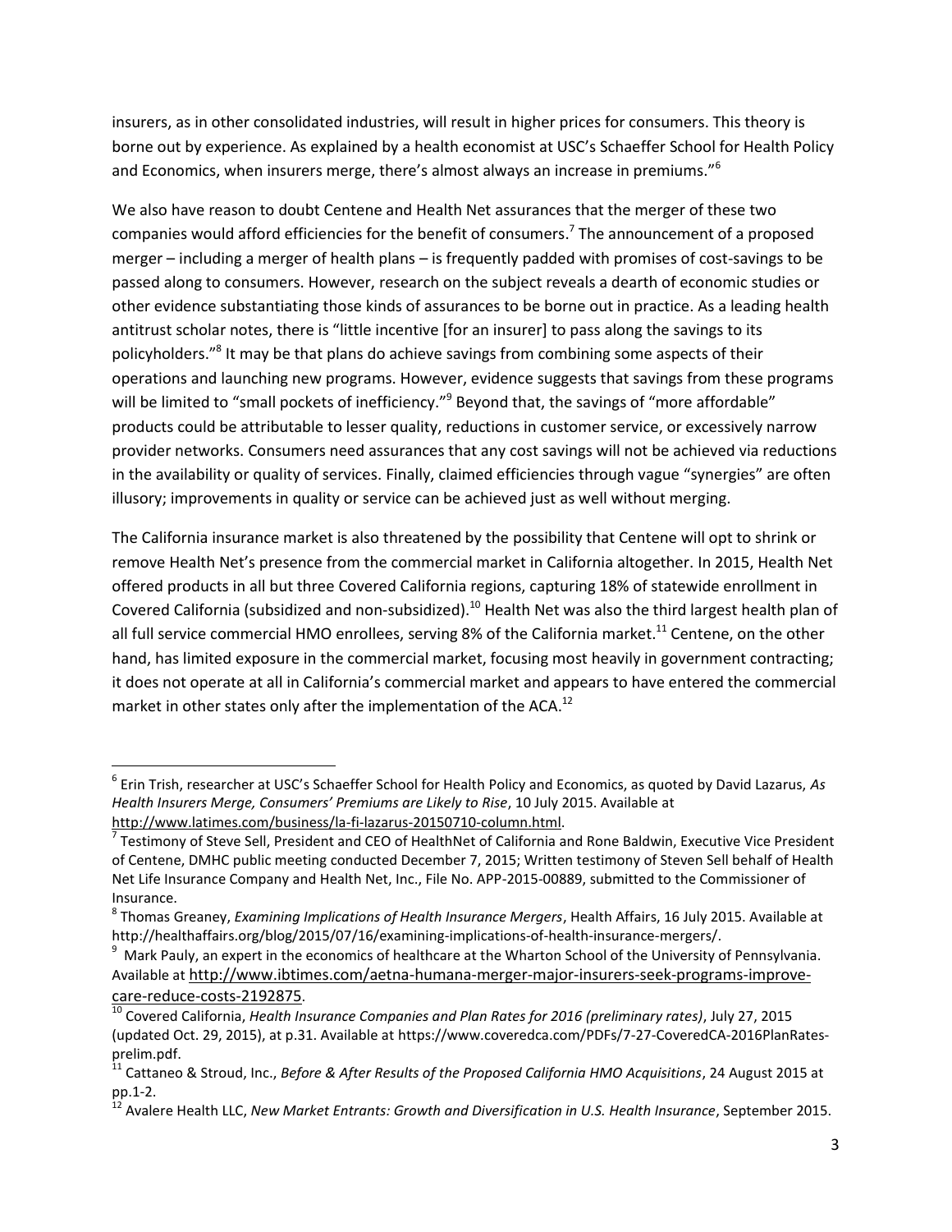insurers, as in other consolidated industries, will result in higher prices for consumers. This theory is borne out by experience. As explained by a health economist at USC's Schaeffer School for Health Policy and Economics, when insurers merge, there's almost always an increase in premiums."[6]

We also have reason to doubt Centene and Health Net assurances that the merger of these two companies would afford efficiencies for the benefit of consumers.[7] The announcement of a proposed merger – including a merger of health plans – is frequently padded with promises of cost-savings to be passed along to consumers. However, research on the subject reveals a dearth of economic studies or other evidence substantiating those kinds of assurances to be borne out in practice. As a leading health antitrust scholar notes, there is "little incentive [for an insurer] to pass along the savings to its policyholders."[8] It may be that plans do achieve savings from combining some aspects of their operations and launching new programs. However, evidence suggests that savings from these programs will be limited to "small pockets of inefficiency."[9] Beyond that, the savings of "more affordable" products could be attributable to lesser quality, reductions in customer service, or excessively narrow provider networks. Consumers need assurances that any cost savings will not be achieved via reductions in the availability or quality of services. Finally, claimed efficiencies through vague "synergies" are often illusory; improvements in quality or service can be achieved just as well without merging.

The California insurance market is also threatened by the possibility that Centene will opt to shrink or remove Health Net's presence from the commercial market in California altogether. In 2015, Health Net offered products in all but three Covered California regions, capturing 18% of statewide enrollment in Covered California (subsidized and non-subsidized).[10] Health Net was also the third largest health plan of all full service commercial HMO enrollees, serving 8% of the California market.[11] Centene, on the other hand, has limited exposure in the commercial market, focusing most heavily in government contracting; it does not operate at all in California's commercial market and appears to have entered the commercial market in other states only after the implementation of the ACA.[12]

---

[6] Erin Trish, researcher at USC's Schaeffer School for Health Policy and Economics, as quoted by David Lazarus, *As Health Insurers Merge, Consumers' Premiums are Likely to Rise*, 10 July 2015. Available at http://www.latimes.com/business/la-fi-lazarus-20150710-column.html.

[7] Testimony of Steve Sell, President and CEO of HealthNet of California and Rone Baldwin, Executive Vice President of Centene, DMHC public meeting conducted December 7, 2015; Written testimony of Steven Sell behalf of Health Net Life Insurance Company and Health Net, Inc., File No. APP-2015-00889, submitted to the Commissioner of Insurance.

[8] Thomas Greaney, *Examining Implications of Health Insurance Mergers*, Health Affairs, 16 July 2015. Available at http://healthaffairs.org/blog/2015/07/16/examining-implications-of-health-insurance-mergers/.

[9] Mark Pauly, an expert in the economics of healthcare at the Wharton School of the University of Pennsylvania. Available at http://www.ibtimes.com/aetna-humana-merger-major-insurers-seek-programs-improve-care-reduce-costs-2192875.

[10] Covered California, *Health Insurance Companies and Plan Rates for 2016 (preliminary rates)*, July 27, 2015 (updated Oct. 29, 2015), at p.31. Available at https://www.coveredca.com/PDFs/7-27-CoveredCA-2016PlanRates-prelim.pdf.

[11] Cattaneo & Stroud, Inc., *Before & After Results of the Proposed California HMO Acquisitions*, 24 August 2015 at pp.1-2.

[12] Avalere Health LLC, *New Market Entrants: Growth and Diversification in U.S. Health Insurance*, September 2015.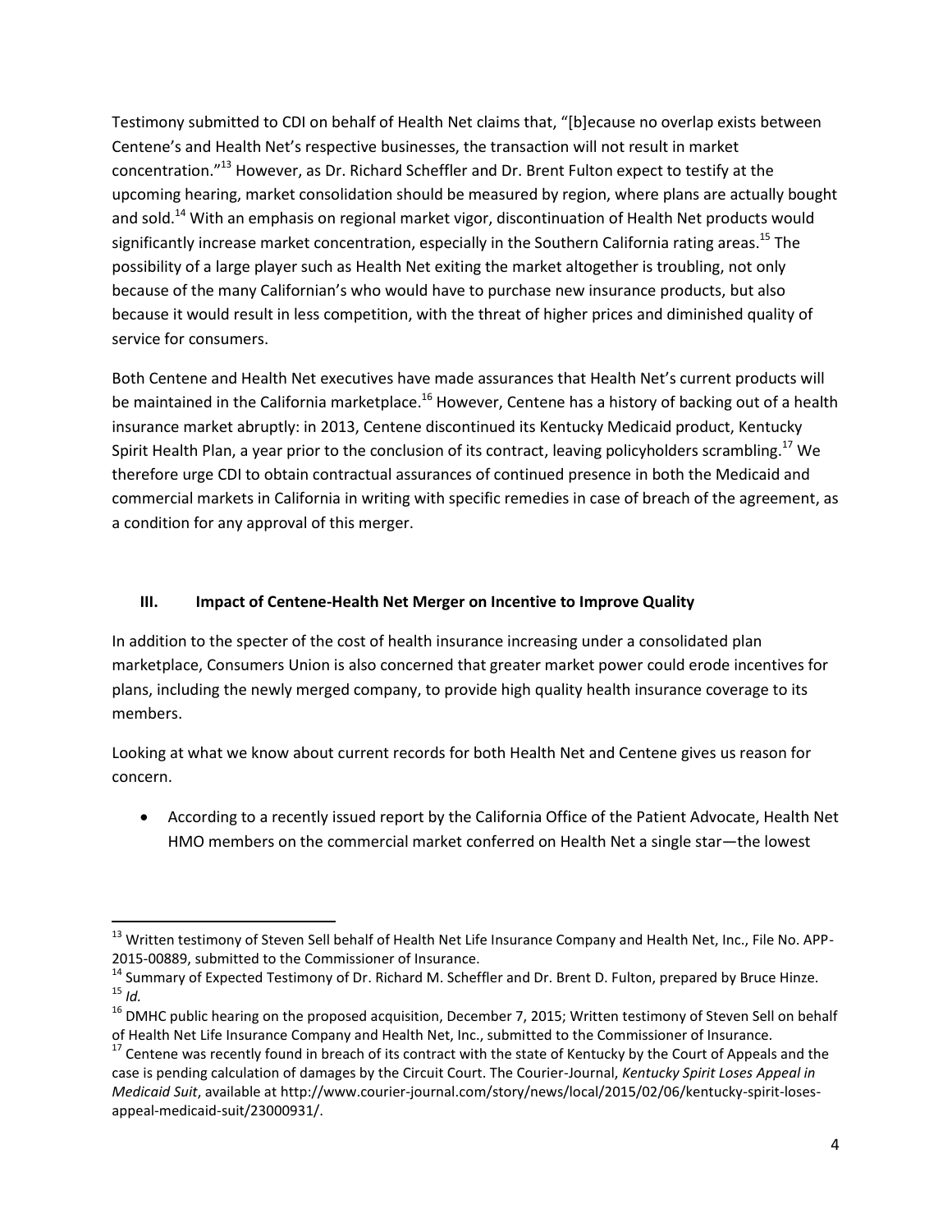Testimony submitted to CDI on behalf of Health Net claims that, "[b]ecause no overlap exists between Centene's and Health Net's respective businesses, the transaction will not result in market concentration."[13] However, as Dr. Richard Scheffler and Dr. Brent Fulton expect to testify at the upcoming hearing, market consolidation should be measured by region, where plans are actually bought and sold.[14] With an emphasis on regional market vigor, discontinuation of Health Net products would significantly increase market concentration, especially in the Southern California rating areas.[15] The possibility of a large player such as Health Net exiting the market altogether is troubling, not only because of the many Californian's who would have to purchase new insurance products, but also because it would result in less competition, with the threat of higher prices and diminished quality of service for consumers.

Both Centene and Health Net executives have made assurances that Health Net's current products will be maintained in the California marketplace.[16] However, Centene has a history of backing out of a health insurance market abruptly: in 2013, Centene discontinued its Kentucky Medicaid product, Kentucky Spirit Health Plan, a year prior to the conclusion of its contract, leaving policyholders scrambling.[17] We therefore urge CDI to obtain contractual assurances of continued presence in both the Medicaid and commercial markets in California in writing with specific remedies in case of breach of the agreement, as a condition for any approval of this merger.

### III. Impact of Centene-Health Net Merger on Incentive to Improve Quality

In addition to the specter of the cost of health insurance increasing under a consolidated plan marketplace, Consumers Union is also concerned that greater market power could erode incentives for plans, including the newly merged company, to provide high quality health insurance coverage to its members.

Looking at what we know about current records for both Health Net and Centene gives us reason for concern.

- According to a recently issued report by the California Office of the Patient Advocate, Health Net HMO members on the commercial market conferred on Health Net a single star—the lowest

---

[13] Written testimony of Steven Sell behalf of Health Net Life Insurance Company and Health Net, Inc., File No. APP-2015-00889, submitted to the Commissioner of Insurance.

[14] Summary of Expected Testimony of Dr. Richard M. Scheffler and Dr. Brent D. Fulton, prepared by Bruce Hinze.

[15] *Id.*

[16] DMHC public hearing on the proposed acquisition, December 7, 2015; Written testimony of Steven Sell on behalf of Health Net Life Insurance Company and Health Net, Inc., submitted to the Commissioner of Insurance.

[17] Centene was recently found in breach of its contract with the state of Kentucky by the Court of Appeals and the case is pending calculation of damages by the Circuit Court. The Courier-Journal, *Kentucky Spirit Loses Appeal in Medicaid Suit*, available at http://www.courier-journal.com/story/news/local/2015/02/06/kentucky-spirit-loses-appeal-medicaid-suit/23000931/.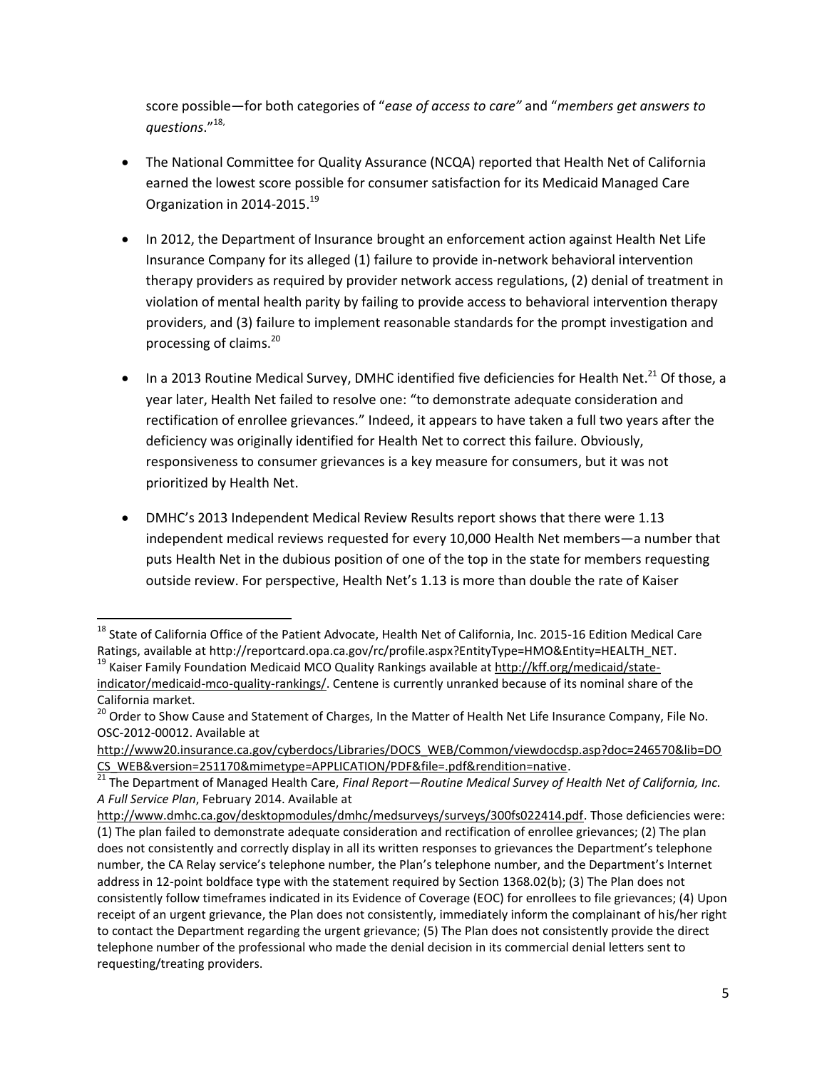score possible—for both categories of "*ease of access to care"* and "*members get answers to questions*."[18,]

- The National Committee for Quality Assurance (NCQA) reported that Health Net of California earned the lowest score possible for consumer satisfaction for its Medicaid Managed Care Organization in 2014-2015.[19]

- In 2012, the Department of Insurance brought an enforcement action against Health Net Life Insurance Company for its alleged (1) failure to provide in-network behavioral intervention therapy providers as required by provider network access regulations, (2) denial of treatment in violation of mental health parity by failing to provide access to behavioral intervention therapy providers, and (3) failure to implement reasonable standards for the prompt investigation and processing of claims.[20]

- In a 2013 Routine Medical Survey, DMHC identified five deficiencies for Health Net.[21] Of those, a year later, Health Net failed to resolve one: "to demonstrate adequate consideration and rectification of enrollee grievances." Indeed, it appears to have taken a full two years after the deficiency was originally identified for Health Net to correct this failure. Obviously, responsiveness to consumer grievances is a key measure for consumers, but it was not prioritized by Health Net.

- DMHC's 2013 Independent Medical Review Results report shows that there were 1.13 independent medical reviews requested for every 10,000 Health Net members—a number that puts Health Net in the dubious position of one of the top in the state for members requesting outside review. For perspective, Health Net's 1.13 is more than double the rate of Kaiser

---

[18] State of California Office of the Patient Advocate, Health Net of California, Inc. 2015-16 Edition Medical Care Ratings, available at http://reportcard.opa.ca.gov/rc/profile.aspx?EntityType=HMO&Entity=HEALTH_NET.

[19] Kaiser Family Foundation Medicaid MCO Quality Rankings available at http://kff.org/medicaid/state-indicator/medicaid-mco-quality-rankings/. Centene is currently unranked because of its nominal share of the California market.

[20] Order to Show Cause and Statement of Charges, In the Matter of Health Net Life Insurance Company, File No. OSC-2012-00012. Available at http://www20.insurance.ca.gov/cyberdocs/Libraries/DOCS_WEB/Common/viewdocdsp.asp?doc=246570&lib=DOCS_WEB&version=251170&mimetype=APPLICATION/PDF&file=.pdf&rendition=native.

[21] The Department of Managed Health Care, *Final Report—Routine Medical Survey of Health Net of California, Inc. A Full Service Plan*, February 2014. Available at http://www.dmhc.ca.gov/desktopmodules/dmhc/medsurveys/surveys/300fs022414.pdf. Those deficiencies were: (1) The plan failed to demonstrate adequate consideration and rectification of enrollee grievances; (2) The plan does not consistently and correctly display in all its written responses to grievances the Department's telephone number, the CA Relay service's telephone number, the Plan's telephone number, and the Department's Internet address in 12-point boldface type with the statement required by Section 1368.02(b); (3) The Plan does not consistently follow timeframes indicated in its Evidence of Coverage (EOC) for enrollees to file grievances; (4) Upon receipt of an urgent grievance, the Plan does not consistently, immediately inform the complainant of his/her right to contact the Department regarding the urgent grievance; (5) The Plan does not consistently provide the direct telephone number of the professional who made the denial decision in its commercial denial letters sent to requesting/treating providers.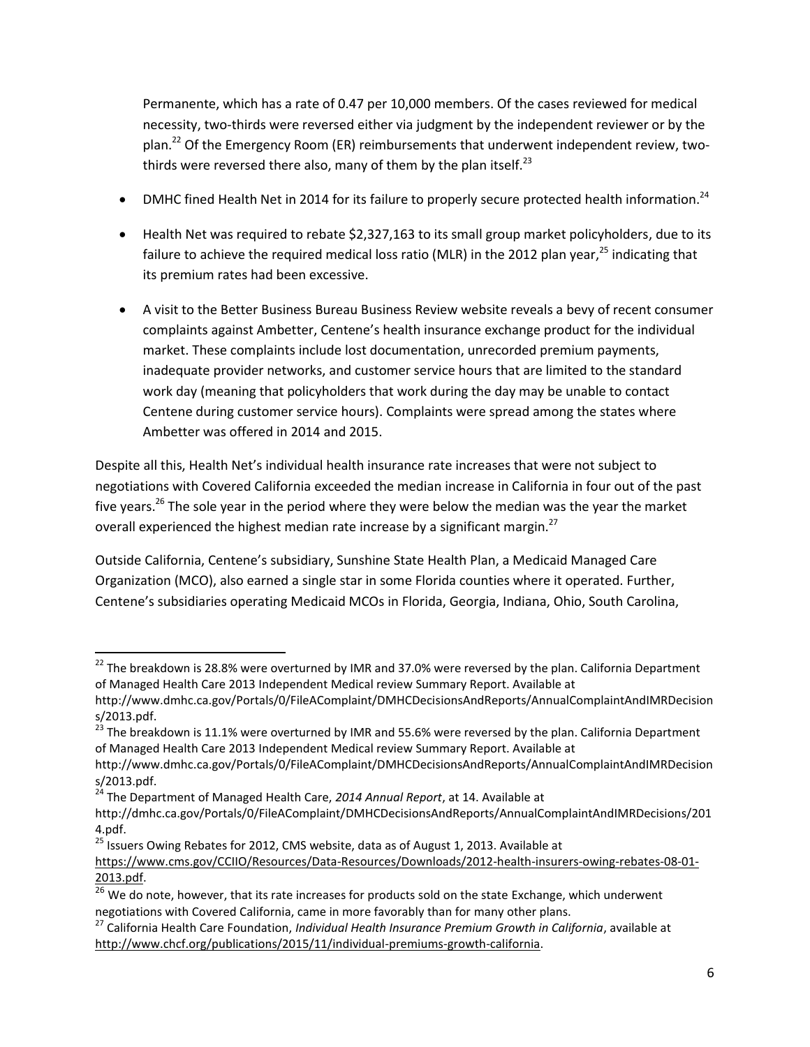Permanente, which has a rate of 0.47 per 10,000 members. Of the cases reviewed for medical necessity, two-thirds were reversed either via judgment by the independent reviewer or by the plan.[22] Of the Emergency Room (ER) reimbursements that underwent independent review, two-thirds were reversed there also, many of them by the plan itself.[23]

- DMHC fined Health Net in 2014 for its failure to properly secure protected health information.[24]
- Health Net was required to rebate $2,327,163 to its small group market policyholders, due to its failure to achieve the required medical loss ratio (MLR) in the 2012 plan year,[25] indicating that its premium rates had been excessive.
- A visit to the Better Business Bureau Business Review website reveals a bevy of recent consumer complaints against Ambetter, Centene's health insurance exchange product for the individual market. These complaints include lost documentation, unrecorded premium payments, inadequate provider networks, and customer service hours that are limited to the standard work day (meaning that policyholders that work during the day may be unable to contact Centene during customer service hours). Complaints were spread among the states where Ambetter was offered in 2014 and 2015.

Despite all this, Health Net's individual health insurance rate increases that were not subject to negotiations with Covered California exceeded the median increase in California in four out of the past five years.[26] The sole year in the period where they were below the median was the year the market overall experienced the highest median rate increase by a significant margin.[27]

Outside California, Centene's subsidiary, Sunshine State Health Plan, a Medicaid Managed Care Organization (MCO), also earned a single star in some Florida counties where it operated. Further, Centene's subsidiaries operating Medicaid MCOs in Florida, Georgia, Indiana, Ohio, South Carolina,

---

[22] The breakdown is 28.8% were overturned by IMR and 37.0% were reversed by the plan. California Department of Managed Health Care 2013 Independent Medical review Summary Report. Available at http://www.dmhc.ca.gov/Portals/0/FileAComplaint/DMHCDecisionsAndReports/AnnualComplaintAndIMRDecisions/2013.pdf.

[23] The breakdown is 11.1% were overturned by IMR and 55.6% were reversed by the plan. California Department of Managed Health Care 2013 Independent Medical review Summary Report. Available at http://www.dmhc.ca.gov/Portals/0/FileAComplaint/DMHCDecisionsAndReports/AnnualComplaintAndIMRDecisions/2013.pdf.

[24] The Department of Managed Health Care, *2014 Annual Report*, at 14. Available at http://dmhc.ca.gov/Portals/0/FileAComplaint/DMHCDecisionsAndReports/AnnualComplaintAndIMRDecisions/2014.pdf.

[25] Issuers Owing Rebates for 2012, CMS website, data as of August 1, 2013. Available at https://www.cms.gov/CCIIO/Resources/Data-Resources/Downloads/2012-health-insurers-owing-rebates-08-01-2013.pdf.

[26] We do note, however, that its rate increases for products sold on the state Exchange, which underwent negotiations with Covered California, came in more favorably than for many other plans.

[27] California Health Care Foundation, *Individual Health Insurance Premium Growth in California*, available at http://www.chcf.org/publications/2015/11/individual-premiums-growth-california.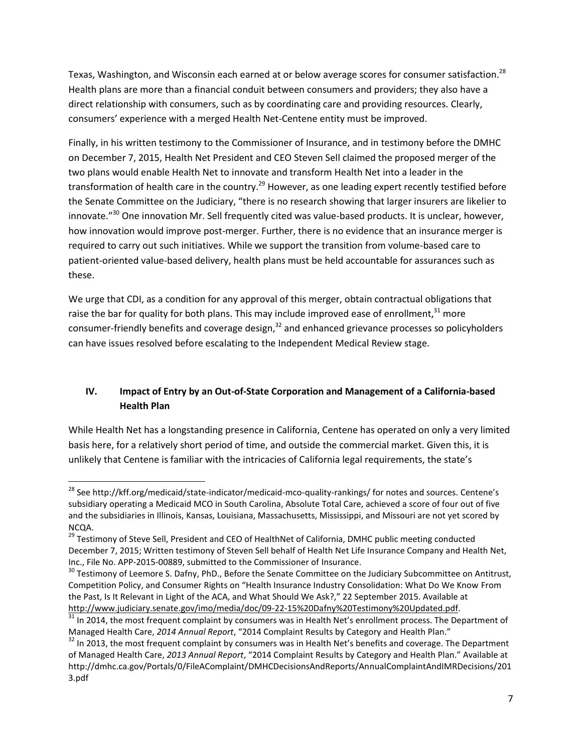Texas, Washington, and Wisconsin each earned at or below average scores for consumer satisfaction.[28] Health plans are more than a financial conduit between consumers and providers; they also have a direct relationship with consumers, such as by coordinating care and providing resources. Clearly, consumers' experience with a merged Health Net-Centene entity must be improved.

Finally, in his written testimony to the Commissioner of Insurance, and in testimony before the DMHC on December 7, 2015, Health Net President and CEO Steven Sell claimed the proposed merger of the two plans would enable Health Net to innovate and transform Health Net into a leader in the transformation of health care in the country.[29] However, as one leading expert recently testified before the Senate Committee on the Judiciary, "there is no research showing that larger insurers are likelier to innovate."[30] One innovation Mr. Sell frequently cited was value-based products. It is unclear, however, how innovation would improve post-merger. Further, there is no evidence that an insurance merger is required to carry out such initiatives. While we support the transition from volume-based care to patient-oriented value-based delivery, health plans must be held accountable for assurances such as these.

We urge that CDI, as a condition for any approval of this merger, obtain contractual obligations that raise the bar for quality for both plans. This may include improved ease of enrollment,[31] more consumer-friendly benefits and coverage design,[32] and enhanced grievance processes so policyholders can have issues resolved before escalating to the Independent Medical Review stage.

## IV. Impact of Entry by an Out-of-State Corporation and Management of a California-based Health Plan

While Health Net has a longstanding presence in California, Centene has operated on only a very limited basis here, for a relatively short period of time, and outside the commercial market. Given this, it is unlikely that Centene is familiar with the intricacies of California legal requirements, the state's

---

[28] See http://kff.org/medicaid/state-indicator/medicaid-mco-quality-rankings/ for notes and sources. Centene's subsidiary operating a Medicaid MCO in South Carolina, Absolute Total Care, achieved a score of four out of five and the subsidiaries in Illinois, Kansas, Louisiana, Massachusetts, Mississippi, and Missouri are not yet scored by NCQA.

[29] Testimony of Steve Sell, President and CEO of HealthNet of California, DMHC public meeting conducted December 7, 2015; Written testimony of Steven Sell behalf of Health Net Life Insurance Company and Health Net, Inc., File No. APP-2015-00889, submitted to the Commissioner of Insurance.

[30] Testimony of Leemore S. Dafny, PhD., Before the Senate Committee on the Judiciary Subcommittee on Antitrust, Competition Policy, and Consumer Rights on "Health Insurance Industry Consolidation: What Do We Know From the Past, Is It Relevant in Light of the ACA, and What Should We Ask?," 22 September 2015. Available at http://www.judiciary.senate.gov/imo/media/doc/09-22-15%20Dafny%20Testimony%20Updated.pdf.

[31] In 2014, the most frequent complaint by consumers was in Health Net's enrollment process. The Department of Managed Health Care, *2014 Annual Report*, "2014 Complaint Results by Category and Health Plan."

[32] In 2013, the most frequent complaint by consumers was in Health Net's benefits and coverage. The Department of Managed Health Care, *2013 Annual Report*, "2014 Complaint Results by Category and Health Plan." Available at http://dmhc.ca.gov/Portals/0/FileAComplaint/DMHCDecisionsAndReports/AnnualComplaintAndIMRDecisions/2013.pdf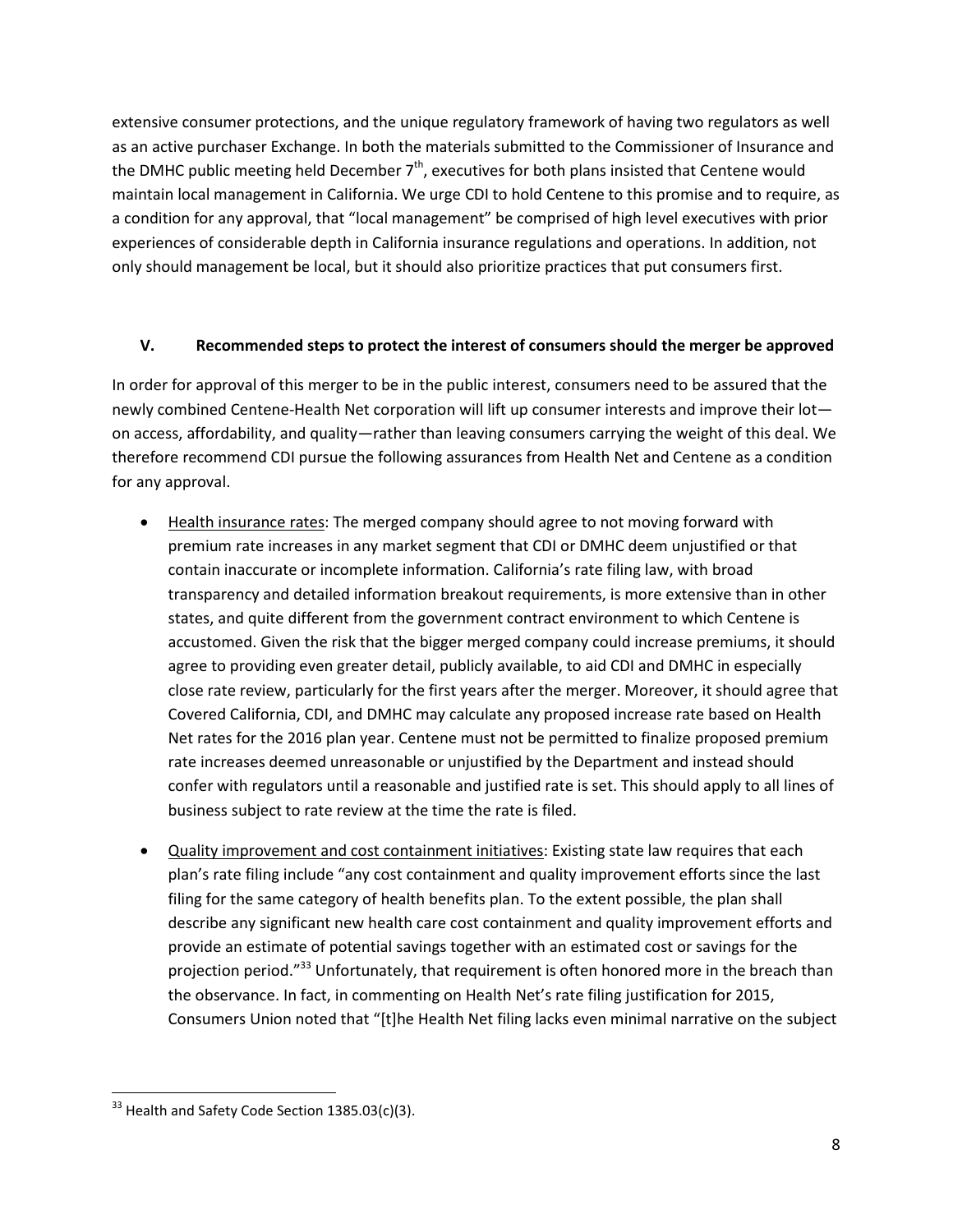extensive consumer protections, and the unique regulatory framework of having two regulators as well as an active purchaser Exchange. In both the materials submitted to the Commissioner of Insurance and the DMHC public meeting held December 7th, executives for both plans insisted that Centene would maintain local management in California. We urge CDI to hold Centene to this promise and to require, as a condition for any approval, that "local management" be comprised of high level executives with prior experiences of considerable depth in California insurance regulations and operations. In addition, not only should management be local, but it should also prioritize practices that put consumers first.

## V. Recommended steps to protect the interest of consumers should the merger be approved

In order for approval of this merger to be in the public interest, consumers need to be assured that the newly combined Centene-Health Net corporation will lift up consumer interests and improve their lot—on access, affordability, and quality—rather than leaving consumers carrying the weight of this deal. We therefore recommend CDI pursue the following assurances from Health Net and Centene as a condition for any approval.

- Health insurance rates: The merged company should agree to not moving forward with premium rate increases in any market segment that CDI or DMHC deem unjustified or that contain inaccurate or incomplete information. California's rate filing law, with broad transparency and detailed information breakout requirements, is more extensive than in other states, and quite different from the government contract environment to which Centene is accustomed. Given the risk that the bigger merged company could increase premiums, it should agree to providing even greater detail, publicly available, to aid CDI and DMHC in especially close rate review, particularly for the first years after the merger. Moreover, it should agree that Covered California, CDI, and DMHC may calculate any proposed increase rate based on Health Net rates for the 2016 plan year. Centene must not be permitted to finalize proposed premium rate increases deemed unreasonable or unjustified by the Department and instead should confer with regulators until a reasonable and justified rate is set. This should apply to all lines of business subject to rate review at the time the rate is filed.
- Quality improvement and cost containment initiatives: Existing state law requires that each plan's rate filing include "any cost containment and quality improvement efforts since the last filing for the same category of health benefits plan. To the extent possible, the plan shall describe any significant new health care cost containment and quality improvement efforts and provide an estimate of potential savings together with an estimated cost or savings for the projection period."[33] Unfortunately, that requirement is often honored more in the breach than the observance. In fact, in commenting on Health Net's rate filing justification for 2015, Consumers Union noted that "[t]he Health Net filing lacks even minimal narrative on the subject

[33] Health and Safety Code Section 1385.03(c)(3).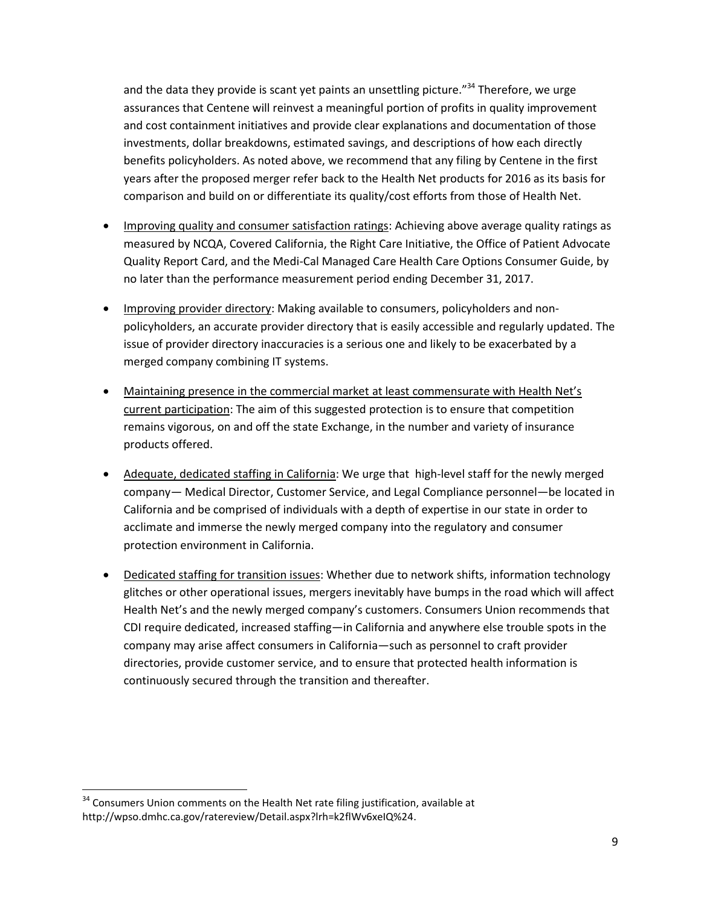and the data they provide is scant yet paints an unsettling picture."[34] Therefore, we urge assurances that Centene will reinvest a meaningful portion of profits in quality improvement and cost containment initiatives and provide clear explanations and documentation of those investments, dollar breakdowns, estimated savings, and descriptions of how each directly benefits policyholders. As noted above, we recommend that any filing by Centene in the first years after the proposed merger refer back to the Health Net products for 2016 as its basis for comparison and build on or differentiate its quality/cost efforts from those of Health Net.

- Improving quality and consumer satisfaction ratings: Achieving above average quality ratings as measured by NCQA, Covered California, the Right Care Initiative, the Office of Patient Advocate Quality Report Card, and the Medi-Cal Managed Care Health Care Options Consumer Guide, by no later than the performance measurement period ending December 31, 2017.

- Improving provider directory: Making available to consumers, policyholders and non-policyholders, an accurate provider directory that is easily accessible and regularly updated. The issue of provider directory inaccuracies is a serious one and likely to be exacerbated by a merged company combining IT systems.

- Maintaining presence in the commercial market at least commensurate with Health Net's current participation: The aim of this suggested protection is to ensure that competition remains vigorous, on and off the state Exchange, in the number and variety of insurance products offered.

- Adequate, dedicated staffing in California: We urge that high-level staff for the newly merged company— Medical Director, Customer Service, and Legal Compliance personnel—be located in California and be comprised of individuals with a depth of expertise in our state in order to acclimate and immerse the newly merged company into the regulatory and consumer protection environment in California.

- Dedicated staffing for transition issues: Whether due to network shifts, information technology glitches or other operational issues, mergers inevitably have bumps in the road which will affect Health Net's and the newly merged company's customers. Consumers Union recommends that CDI require dedicated, increased staffing—in California and anywhere else trouble spots in the company may arise affect consumers in California—such as personnel to craft provider directories, provide customer service, and to ensure that protected health information is continuously secured through the transition and thereafter.

[34] Consumers Union comments on the Health Net rate filing justification, available at http://wpso.dmhc.ca.gov/ratereview/Detail.aspx?lrh=k2flWv6xeIQ%24.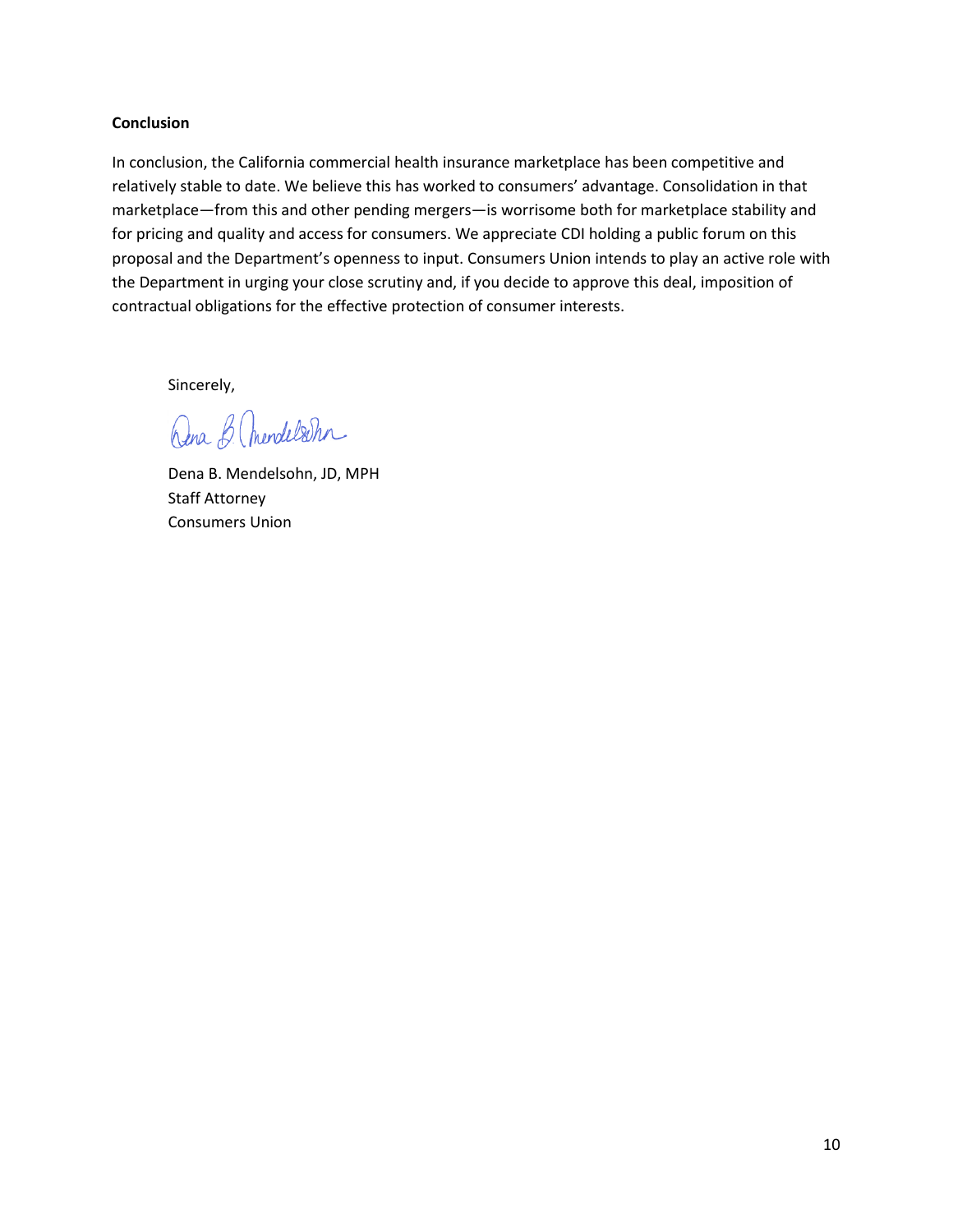**Conclusion**

In conclusion, the California commercial health insurance marketplace has been competitive and relatively stable to date. We believe this has worked to consumers' advantage. Consolidation in that marketplace—from this and other pending mergers—is worrisome both for marketplace stability and for pricing and quality and access for consumers. We appreciate CDI holding a public forum on this proposal and the Department's openness to input. Consumers Union intends to play an active role with the Department in urging your close scrutiny and, if you decide to approve this deal, imposition of contractual obligations for the effective protection of consumer interests.

Sincerely,

Dena B. Mendelsohn

Dena B. Mendelsohn, JD, MPH
Staff Attorney
Consumers Union